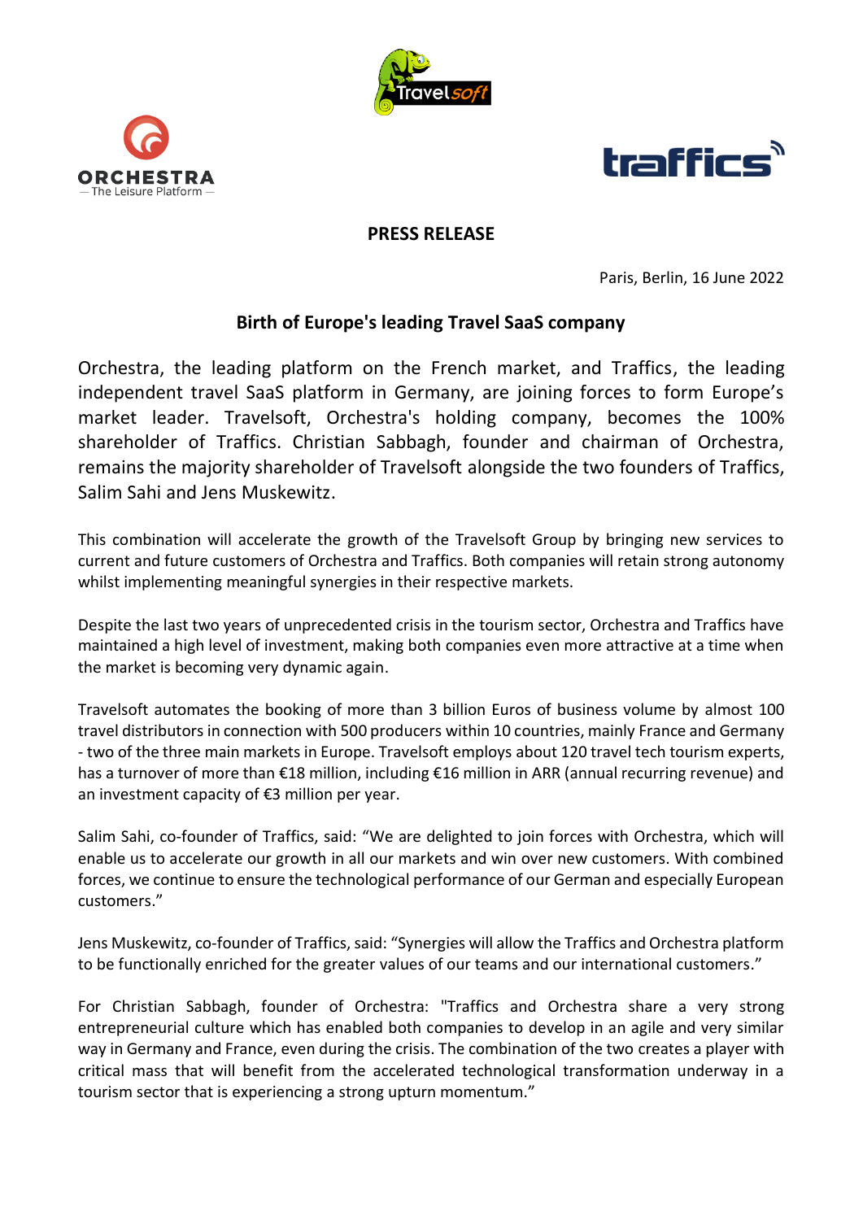**PRESS RELEASE**

Paris, Berlin, 16 June 2022

# Birth of Europe's leading Travel SaaS company

Orchestra, the leading platform on the French market, and Traffics, the leading independent travel SaaS platform in Germany, are joining forces to form Europe's market leader. Travelsoft, Orchestra's holding company, becomes the 100% shareholder of Traffics. Christian Sabbagh, founder and chairman of Orchestra, remains the majority shareholder of Travelsoft alongside the two founders of Traffics, Salim Sahi and Jens Muskewitz.

This combination will accelerate the growth of the Travelsoft Group by bringing new services to current and future customers of Orchestra and Traffics. Both companies will retain strong autonomy whilst implementing meaningful synergies in their respective markets.

Despite the last two years of unprecedented crisis in the tourism sector, Orchestra and Traffics have maintained a high level of investment, making both companies even more attractive at a time when the market is becoming very dynamic again.

Travelsoft automates the booking of more than 3 billion Euros of business volume by almost 100 travel distributors in connection with 500 producers within 10 countries, mainly France and Germany - two of the three main markets in Europe. Travelsoft employs about 120 travel tech tourism experts, has a turnover of more than €18 million, including €16 million in ARR (annual recurring revenue) and an investment capacity of €3 million per year.

Salim Sahi, co-founder of Traffics, said: "We are delighted to join forces with Orchestra, which will enable us to accelerate our growth in all our markets and win over new customers. With combined forces, we continue to ensure the technological performance of our German and especially European customers."

Jens Muskewitz, co-founder of Traffics, said: "Synergies will allow the Traffics and Orchestra platform to be functionally enriched for the greater values of our teams and our international customers."

For Christian Sabbagh, founder of Orchestra: "Traffics and Orchestra share a very strong entrepreneurial culture which has enabled both companies to develop in an agile and very similar way in Germany and France, even during the crisis. The combination of the two creates a player with critical mass that will benefit from the accelerated technological transformation underway in a tourism sector that is experiencing a strong upturn momentum."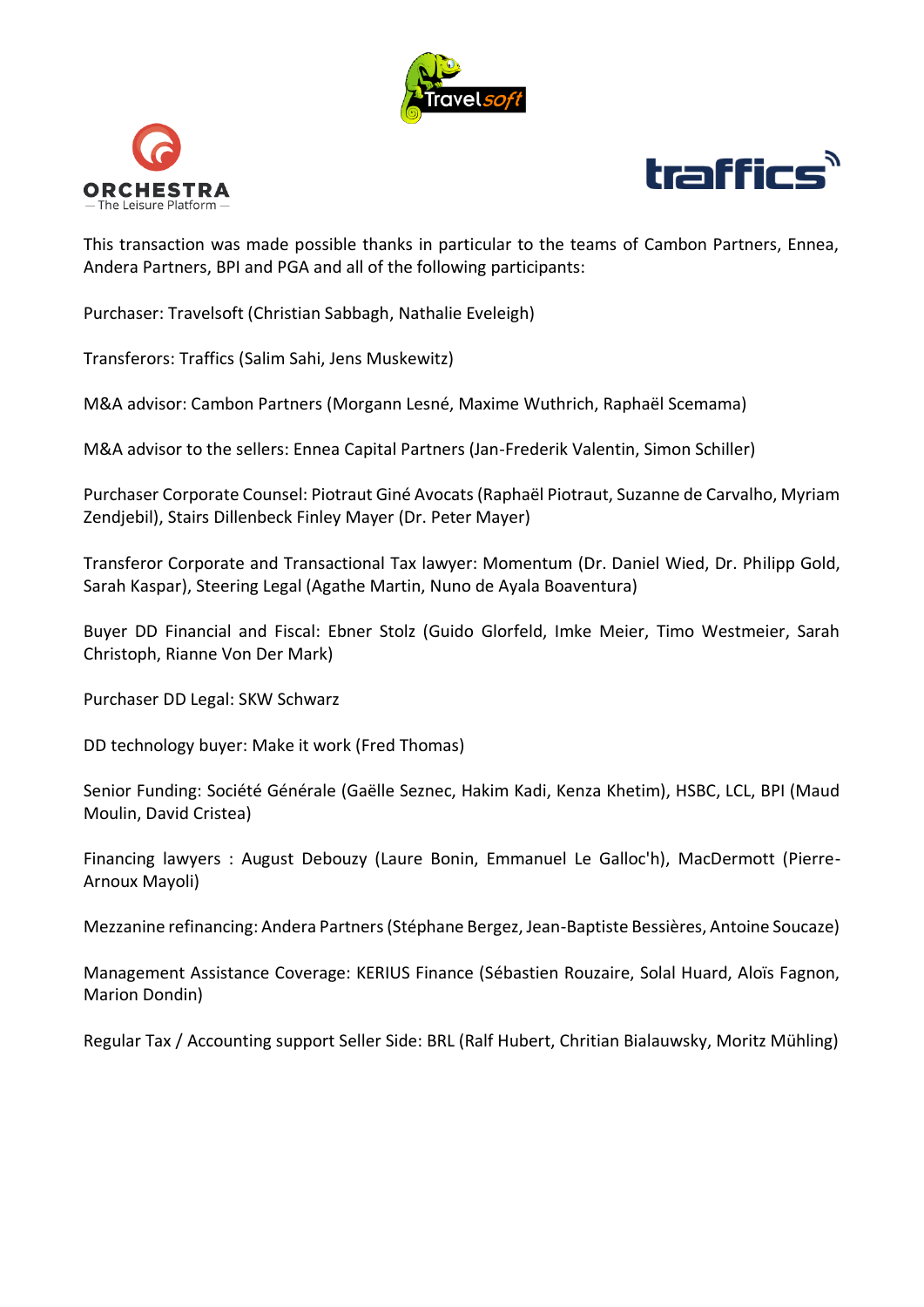This transaction was made possible thanks in particular to the teams of Cambon Partners, Ennea, Andera Partners, BPI and PGA and all of the following participants:

Purchaser: Travelsoft (Christian Sabbagh, Nathalie Eveleigh)

Transferors: Traffics (Salim Sahi, Jens Muskewitz)

M&A advisor: Cambon Partners (Morgann Lesné, Maxime Wuthrich, Raphaël Scemama)

M&A advisor to the sellers: Ennea Capital Partners (Jan-Frederik Valentin, Simon Schiller)

Purchaser Corporate Counsel: Piotraut Giné Avocats (Raphaël Piotraut, Suzanne de Carvalho, Myriam Zendjebil), Stairs Dillenbeck Finley Mayer (Dr. Peter Mayer)

Transferor Corporate and Transactional Tax lawyer: Momentum (Dr. Daniel Wied, Dr. Philipp Gold, Sarah Kaspar), Steering Legal (Agathe Martin, Nuno de Ayala Boaventura)

Buyer DD Financial and Fiscal: Ebner Stolz (Guido Glorfeld, Imke Meier, Timo Westmeier, Sarah Christoph, Rianne Von Der Mark)

Purchaser DD Legal: SKW Schwarz

DD technology buyer: Make it work (Fred Thomas)

Senior Funding: Société Générale (Gaëlle Seznec, Hakim Kadi, Kenza Khetim), HSBC, LCL, BPI (Maud Moulin, David Cristea)

Financing lawyers : August Debouzy (Laure Bonin, Emmanuel Le Galloc'h), MacDermott (Pierre-Arnoux Mayoli)

Mezzanine refinancing: Andera Partners (Stéphane Bergez, Jean-Baptiste Bessières, Antoine Soucaze)

Management Assistance Coverage: KERIUS Finance (Sébastien Rouzaire, Solal Huard, Aloïs Fagnon, Marion Dondin)

Regular Tax / Accounting support Seller Side: BRL (Ralf Hubert, Chritian Bialauwsky, Moritz Mühling)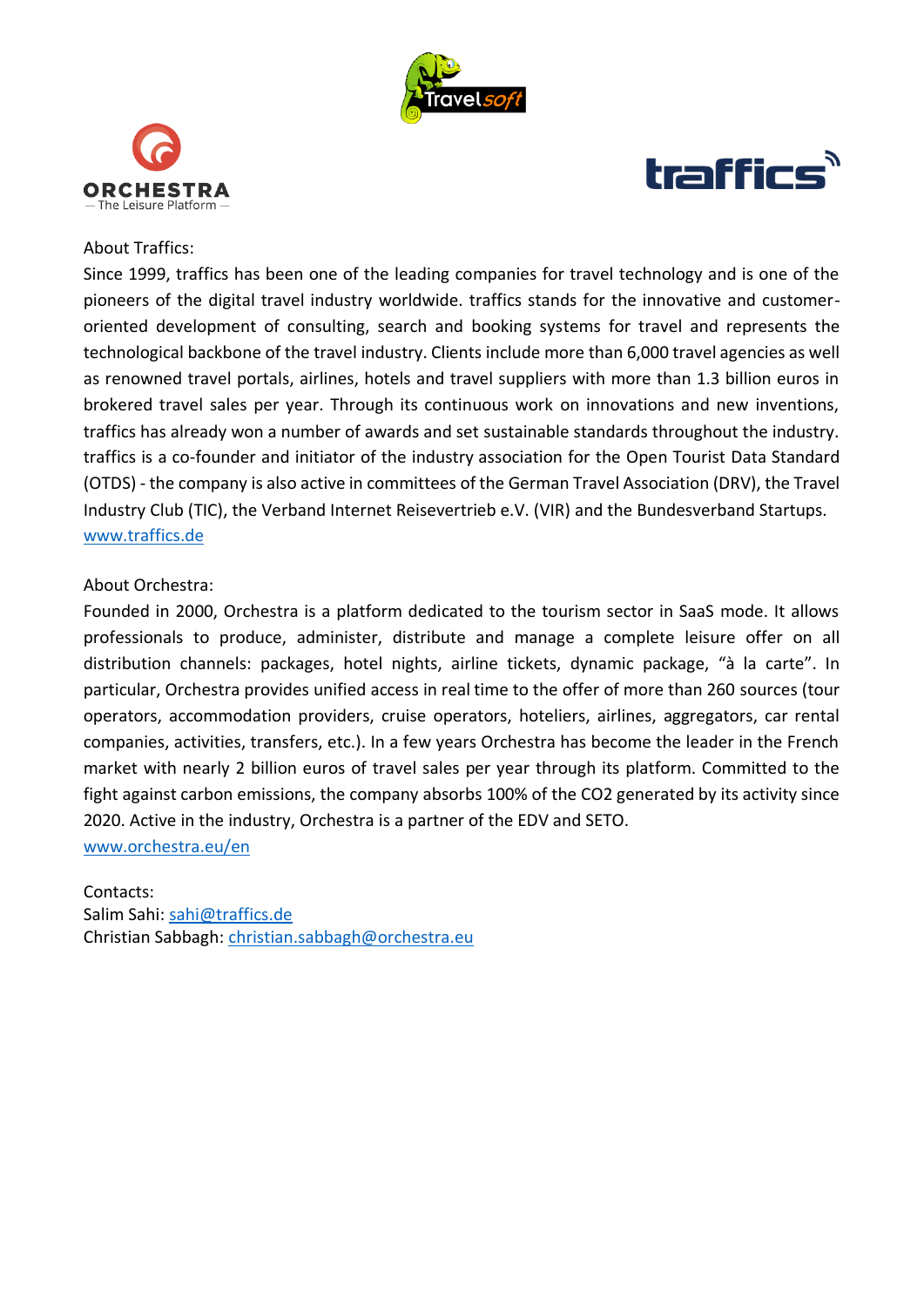About Traffics:

Since 1999, traffics has been one of the leading companies for travel technology and is one of the pioneers of the digital travel industry worldwide. traffics stands for the innovative and customer-oriented development of consulting, search and booking systems for travel and represents the technological backbone of the travel industry. Clients include more than 6,000 travel agencies as well as renowned travel portals, airlines, hotels and travel suppliers with more than 1.3 billion euros in brokered travel sales per year. Through its continuous work on innovations and new inventions, traffics has already won a number of awards and set sustainable standards throughout the industry. traffics is a co-founder and initiator of the industry association for the Open Tourist Data Standard (OTDS) - the company is also active in committees of the German Travel Association (DRV), the Travel Industry Club (TIC), the Verband Internet Reisevertrieb e.V. (VIR) and the Bundesverband Startups.
[www.traffics.de](http://www.traffics.de)

About Orchestra:

Founded in 2000, Orchestra is a platform dedicated to the tourism sector in SaaS mode. It allows professionals to produce, administer, distribute and manage a complete leisure offer on all distribution channels: packages, hotel nights, airline tickets, dynamic package, "à la carte". In particular, Orchestra provides unified access in real time to the offer of more than 260 sources (tour operators, accommodation providers, cruise operators, hoteliers, airlines, aggregators, car rental companies, activities, transfers, etc.). In a few years Orchestra has become the leader in the French market with nearly 2 billion euros of travel sales per year through its platform. Committed to the fight against carbon emissions, the company absorbs 100% of the $CO_2$ generated by its activity since 2020. Active in the industry, Orchestra is a partner of the EDV and SETO.
[www.orchestra.eu/en](http://www.orchestra.eu/en)

Contacts:
Salim Sahi: [sahi@traffics.de](mailto:sahi@traffics.de)
Christian Sabbagh: [christian.sabbagh@orchestra.eu](mailto:christian.sabbagh@orchestra.eu)